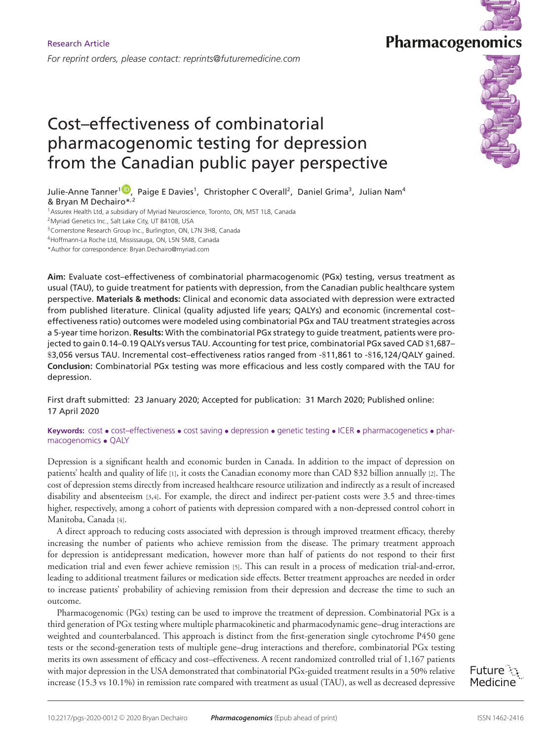Research Article

*For reprint orders, please contact: reprints@futuremedicine.com*

# Cost–effectiveness of combinatorial pharmacogenomic testing for depression from the Canadian public payer perspective

Julie-Anne Tanner[1], Paige E Davies[1], Christopher C Overall[2], Daniel Grima[3], Julian Nam[4] & Bryan M Dechairo*,[2]

[1] Assurex Health Ltd, a subsidiary of Myriad Neuroscience, Toronto, ON, M5T 1L8, Canada

[2] Myriad Genetics Inc., Salt Lake City, UT 84108, USA

[3] Cornerstone Research Group Inc., Burlington, ON, L7N 3H8, Canada

[4] Hoffmann-La Roche Ltd, Mississauga, ON, L5N 5M8, Canada

*Author for correspondence: Bryan.Dechairo@myriad.com

**Aim:** Evaluate cost–effectiveness of combinatorial pharmacogenomic (PGx) testing, versus treatment as usual (TAU), to guide treatment for patients with depression, from the Canadian public healthcare system perspective. **Materials & methods:** Clinical and economic data associated with depression were extracted from published literature. Clinical (quality adjusted life years; QALYs) and economic (incremental cost–effectiveness ratio) outcomes were modeled using combinatorial PGx and TAU treatment strategies across a 5-year time horizon. **Results:** With the combinatorial PGx strategy to guide treatment, patients were projected to gain 0.14–0.19 QALYs versus TAU. Accounting for test price, combinatorial PGx saved CAD $1,687–$3,056 versus TAU. Incremental cost–effectiveness ratios ranged from -$11,861 to -$16,124/QALY gained. **Conclusion:** Combinatorial PGx testing was more efficacious and less costly compared with the TAU for depression.

First draft submitted: 23 January 2020; Accepted for publication: 31 March 2020; Published online: 17 April 2020

**Keywords:** cost • cost–effectiveness • cost saving • depression • genetic testing • ICER • pharmacogenetics • pharmacogenomics • QALY

Depression is a significant health and economic burden in Canada. In addition to the impact of depression on patients' health and quality of life [1], it costs the Canadian economy more than CAD $32 billion annually [2]. The cost of depression stems directly from increased healthcare resource utilization and indirectly as a result of increased disability and absenteeism [3,4]. For example, the direct and indirect per-patient costs were 3.5 and three-times higher, respectively, among a cohort of patients with depression compared with a non-depressed control cohort in Manitoba, Canada [4].

A direct approach to reducing costs associated with depression is through improved treatment efficacy, thereby increasing the number of patients who achieve remission from the disease. The primary treatment approach for depression is antidepressant medication, however more than half of patients do not respond to their first medication trial and even fewer achieve remission [5]. This can result in a process of medication trial-and-error, leading to additional treatment failures or medication side effects. Better treatment approaches are needed in order to increase patients' probability of achieving remission from their depression and decrease the time to such an outcome.

Pharmacogenomic (PGx) testing can be used to improve the treatment of depression. Combinatorial PGx is a third generation of PGx testing where multiple pharmacokinetic and pharmacodynamic gene–drug interactions are weighted and counterbalanced. This approach is distinct from the first-generation single cytochrome P450 gene tests or the second-generation tests of multiple gene–drug interactions and therefore, combinatorial PGx testing merits its own assessment of efficacy and cost–effectiveness. A recent randomized controlled trial of 1,167 patients with major depression in the USA demonstrated that combinatorial PGx-guided treatment results in a 50% relative increase (15.3 vs 10.1%) in remission rate compared with treatment as usual (TAU), as well as decreased depressive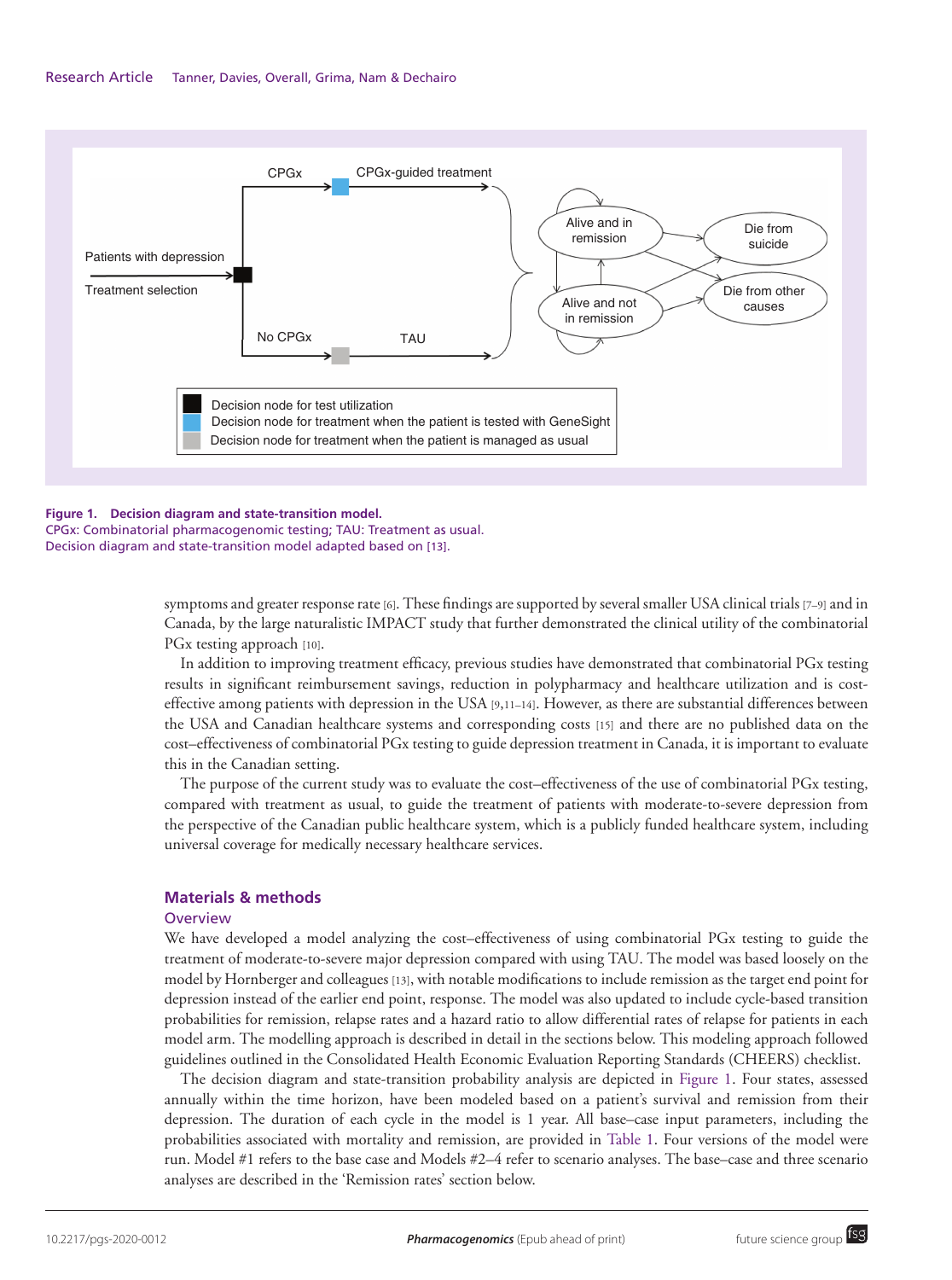Figure 1. **Decision diagram and state-transition model.**
CPGx: Combinatorial pharmacogenomic testing; TAU: Treatment as usual.
Decision diagram and state-transition model adapted based on [13].

symptoms and greater response rate [6]. These findings are supported by several smaller USA clinical trials [7–9] and in Canada, by the large naturalistic IMPACT study that further demonstrated the clinical utility of the combinatorial PGx testing approach [10].

In addition to improving treatment efficacy, previous studies have demonstrated that combinatorial PGx testing results in significant reimbursement savings, reduction in polypharmacy and healthcare utilization and is cost-effective among patients with depression in the USA [9,11–14]. However, as there are substantial differences between the USA and Canadian healthcare systems and corresponding costs [15] and there are no published data on the cost–effectiveness of combinatorial PGx testing to guide depression treatment in Canada, it is important to evaluate this in the Canadian setting.

The purpose of the current study was to evaluate the cost–effectiveness of the use of combinatorial PGx testing, compared with treatment as usual, to guide the treatment of patients with moderate-to-severe depression from the perspective of the Canadian public healthcare system, which is a publicly funded healthcare system, including universal coverage for medically necessary healthcare services.

## Materials & methods

### Overview

We have developed a model analyzing the cost–effectiveness of using combinatorial PGx testing to guide the treatment of moderate-to-severe major depression compared with using TAU. The model was based loosely on the model by Hornberger and colleagues [13], with notable modifications to include remission as the target end point for depression instead of the earlier end point, response. The model was also updated to include cycle-based transition probabilities for remission, relapse rates and a hazard ratio to allow differential rates of relapse for patients in each model arm. The modelling approach is described in detail in the sections below. This modeling approach followed guidelines outlined in the Consolidated Health Economic Evaluation Reporting Standards (CHEERS) checklist.

The decision diagram and state-transition probability analysis are depicted in Figure 1. Four states, assessed annually within the time horizon, have been modeled based on a patient's survival and remission from their depression. The duration of each cycle in the model is 1 year. All base–case input parameters, including the probabilities associated with mortality and remission, are provided in Table 1. Four versions of the model were run. Model #1 refers to the base case and Models #2–4 refer to scenario analyses. The base–case and three scenario analyses are described in the 'Remission rates' section below.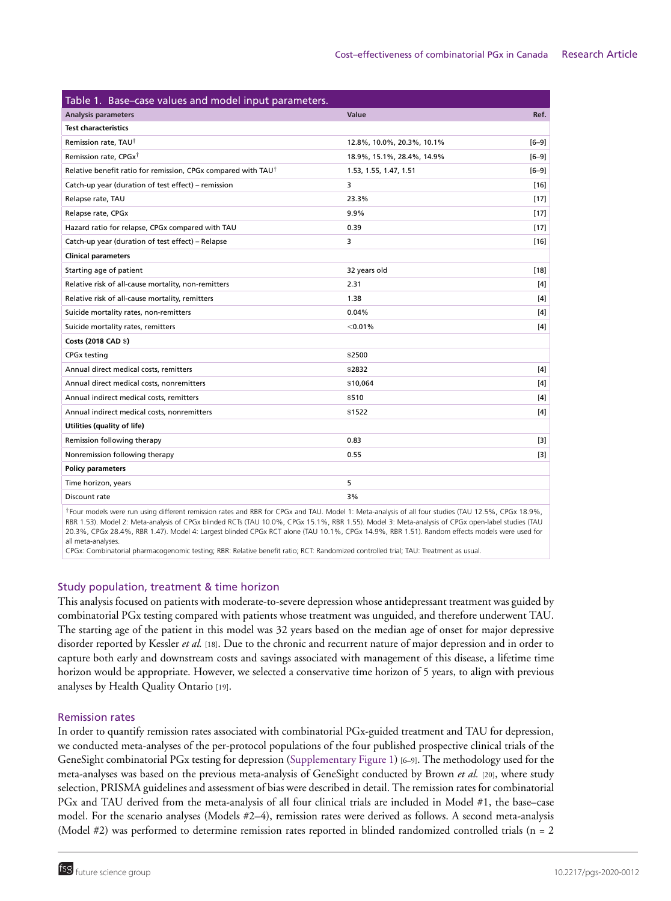Table 1. Base–case values and model input parameters.

| Analysis parameters | Value | Ref. |
|---|---|---|
| **Test characteristics** | | |
| Remission rate, TAU[†] | 12.8%, 10.0%, 20.3%, 10.1% | [6–9] |
| Remission rate, CPGx[†] | 18.9%, 15.1%, 28.4%, 14.9% | [6–9] |
| Relative benefit ratio for remission, CPGx compared with TAU[†] | 1.53, 1.55, 1.47, 1.51 | [6–9] |
| Catch-up year (duration of test effect) – remission | 3 | [16] |
| Relapse rate, TAU | 23.3% | [17] |
| Relapse rate, CPGx | 9.9% | [17] |
| Hazard ratio for relapse, CPGx compared with TAU | 0.39 | [17] |
| Catch-up year (duration of test effect) – Relapse | 3 | [16] |
| **Clinical parameters** | | |
| Starting age of patient | 32 years old | [18] |
| Relative risk of all-cause mortality, non-remitters | 2.31 | [4] |
| Relative risk of all-cause mortality, remitters | 1.38 | [4] |
| Suicide mortality rates, non-remitters | 0.04% | [4] |
| Suicide mortality rates, remitters | <0.01% | [4] |
| **Costs (2018 CAD $)** | | |
| CPGx testing | $2500 | |
| Annual direct medical costs, remitters | $2832 | [4] |
| Annual direct medical costs, nonremitters | $10,064 | [4] |
| Annual indirect medical costs, remitters | $510 | [4] |
| Annual indirect medical costs, nonremitters | $1522 | [4] |
| **Utilities (quality of life)** | | |
| Remission following therapy | 0.83 | [3] |
| Nonremission following therapy | 0.55 | [3] |
| **Policy parameters** | | |
| Time horizon, years | 5 | |
| Discount rate | 3% | |

[†]Four models were run using different remission rates and RBR for CPGx and TAU. Model 1: Meta-analysis of all four studies (TAU 12.5%, CPGx 18.9%, RBR 1.53). Model 2: Meta-analysis of CPGx blinded RCTs (TAU 10.0%, CPGx 15.1%, RBR 1.55). Model 3: Meta-analysis of CPGx open-label studies (TAU 20.3%, CPGx 28.4%, RBR 1.47). Model 4: Largest blinded CPGx RCT alone (TAU 10.1%, CPGx 14.9%, RBR 1.51). Random effects models were used for all meta-analyses.

CPGx: Combinatorial pharmacogenomic testing; RBR: Relative benefit ratio; RCT: Randomized controlled trial; TAU: Treatment as usual.

### Study population, treatment & time horizon

This analysis focused on patients with moderate-to-severe depression whose antidepressant treatment was guided by combinatorial PGx testing compared with patients whose treatment was unguided, and therefore underwent TAU. The starting age of the patient in this model was 32 years based on the median age of onset for major depressive disorder reported by Kessler *et al.* [18]. Due to the chronic and recurrent nature of major depression and in order to capture both early and downstream costs and savings associated with management of this disease, a lifetime time horizon would be appropriate. However, we selected a conservative time horizon of 5 years, to align with previous analyses by Health Quality Ontario [19].

### Remission rates

In order to quantify remission rates associated with combinatorial PGx-guided treatment and TAU for depression, we conducted meta-analyses of the per-protocol populations of the four published prospective clinical trials of the GeneSight combinatorial PGx testing for depression (Supplementary Figure 1) [6–9]. The methodology used for the meta-analyses was based on the previous meta-analysis of GeneSight conducted by Brown *et al.* [20], where study selection, PRISMA guidelines and assessment of bias were described in detail. The remission rates for combinatorial PGx and TAU derived from the meta-analysis of all four clinical trials are included in Model #1, the base–case model. For the scenario analyses (Models #2–4), remission rates were derived as follows. A second meta-analysis (Model #2) was performed to determine remission rates reported in blinded randomized controlled trials (n = 2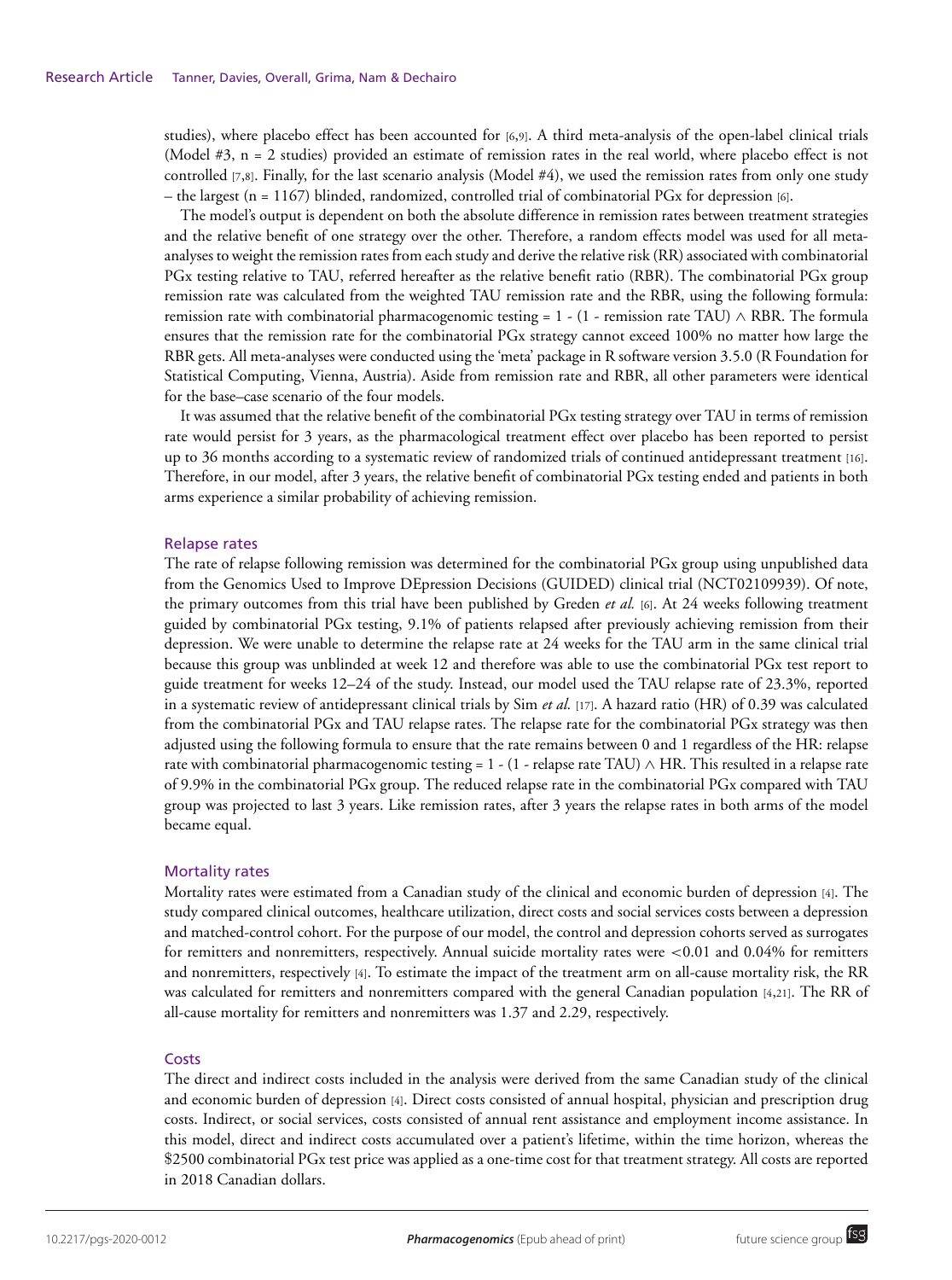studies), where placebo effect has been accounted for [6,9]. A third meta-analysis of the open-label clinical trials (Model #3, n = 2 studies) provided an estimate of remission rates in the real world, where placebo effect is not controlled [7,8]. Finally, for the last scenario analysis (Model #4), we used the remission rates from only one study – the largest (n = 1167) blinded, randomized, controlled trial of combinatorial PGx for depression [6].

The model's output is dependent on both the absolute difference in remission rates between treatment strategies and the relative benefit of one strategy over the other. Therefore, a random effects model was used for all meta-analyses to weight the remission rates from each study and derive the relative risk (RR) associated with combinatorial PGx testing relative to TAU, referred hereafter as the relative benefit ratio (RBR). The combinatorial PGx group remission rate was calculated from the weighted TAU remission rate and the RBR, using the following formula: remission rate with combinatorial pharmacogenomic testing = 1 - (1 - remission rate TAU) ∧ RBR. The formula ensures that the remission rate for the combinatorial PGx strategy cannot exceed 100% no matter how large the RBR gets. All meta-analyses were conducted using the 'meta' package in R software version 3.5.0 (R Foundation for Statistical Computing, Vienna, Austria). Aside from remission rate and RBR, all other parameters were identical for the base–case scenario of the four models.

It was assumed that the relative benefit of the combinatorial PGx testing strategy over TAU in terms of remission rate would persist for 3 years, as the pharmacological treatment effect over placebo has been reported to persist up to 36 months according to a systematic review of randomized trials of continued antidepressant treatment [16]. Therefore, in our model, after 3 years, the relative benefit of combinatorial PGx testing ended and patients in both arms experience a similar probability of achieving remission.

### Relapse rates

The rate of relapse following remission was determined for the combinatorial PGx group using unpublished data from the Genomics Used to Improve DEpression Decisions (GUIDED) clinical trial (NCT02109939). Of note, the primary outcomes from this trial have been published by Greden *et al.* [6]. At 24 weeks following treatment guided by combinatorial PGx testing, 9.1% of patients relapsed after previously achieving remission from their depression. We were unable to determine the relapse rate at 24 weeks for the TAU arm in the same clinical trial because this group was unblinded at week 12 and therefore was able to use the combinatorial PGx test report to guide treatment for weeks 12–24 of the study. Instead, our model used the TAU relapse rate of 23.3%, reported in a systematic review of antidepressant clinical trials by Sim *et al.* [17]. A hazard ratio (HR) of 0.39 was calculated from the combinatorial PGx and TAU relapse rates. The relapse rate for the combinatorial PGx strategy was then adjusted using the following formula to ensure that the rate remains between 0 and 1 regardless of the HR: relapse rate with combinatorial pharmacogenomic testing = 1 - (1 - relapse rate TAU) ∧ HR. This resulted in a relapse rate of 9.9% in the combinatorial PGx group. The reduced relapse rate in the combinatorial PGx compared with TAU group was projected to last 3 years. Like remission rates, after 3 years the relapse rates in both arms of the model became equal.

### Mortality rates

Mortality rates were estimated from a Canadian study of the clinical and economic burden of depression [4]. The study compared clinical outcomes, healthcare utilization, direct costs and social services costs between a depression and matched-control cohort. For the purpose of our model, the control and depression cohorts served as surrogates for remitters and nonremitters, respectively. Annual suicide mortality rates were <0.01 and 0.04% for remitters and nonremitters, respectively [4]. To estimate the impact of the treatment arm on all-cause mortality risk, the RR was calculated for remitters and nonremitters compared with the general Canadian population [4,21]. The RR of all-cause mortality for remitters and nonremitters was 1.37 and 2.29, respectively.

### Costs

The direct and indirect costs included in the analysis were derived from the same Canadian study of the clinical and economic burden of depression [4]. Direct costs consisted of annual hospital, physician and prescription drug costs. Indirect, or social services, costs consisted of annual rent assistance and employment income assistance. In this model, direct and indirect costs accumulated over a patient's lifetime, within the time horizon, whereas the $2500 combinatorial PGx test price was applied as a one-time cost for that treatment strategy. All costs are reported in 2018 Canadian dollars.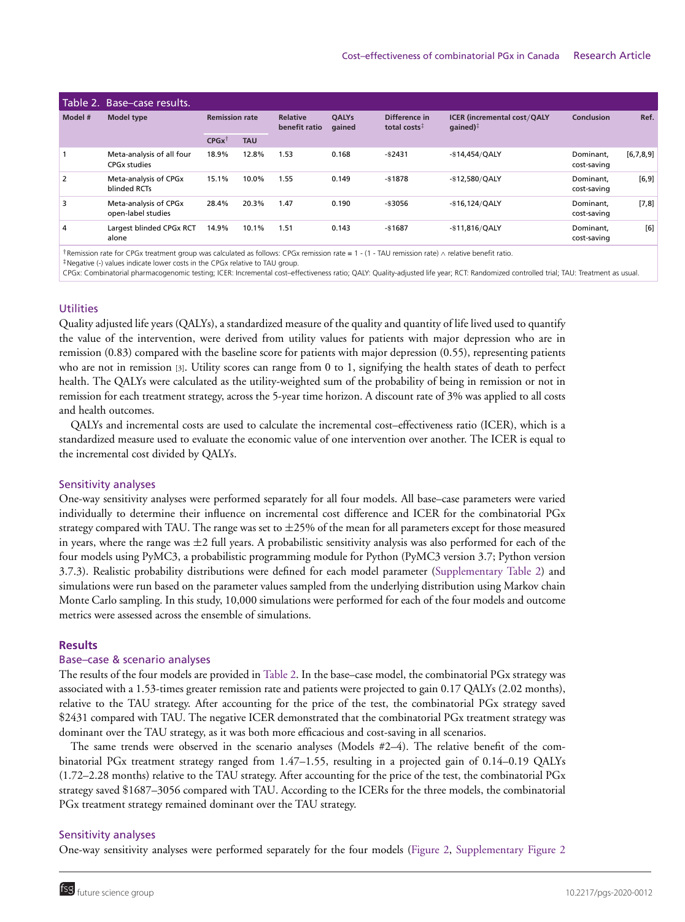Table 2. Base–case results.

| Model # | Model type | Remission rate | | Relative benefit ratio | QALYs gained | Difference in total costs[‡] | ICER (incremental cost/QALY gained)[‡] | Conclusion | Ref. |
|---|---|---|---|---|---|---|---|---|---|
| | | CPGx[†] | TAU | | | | | | |
| 1 | Meta-analysis of all four CPGx studies | 18.9% | 12.8% | 1.53 | 0.168 | -$2431 | -$14,454/QALY | Dominant, cost-saving | [6,7,8,9] |
| 2 | Meta-analysis of CPGx blinded RCTs | 15.1% | 10.0% | 1.55 | 0.149 | -$1878 | -$12,580/QALY | Dominant, cost-saving | [6,9] |
| 3 | Meta-analysis of CPGx open-label studies | 28.4% | 20.3% | 1.47 | 0.190 | -$3056 | -$16,124/QALY | Dominant, cost-saving | [7,8] |
| 4 | Largest blinded CPGx RCT alone | 14.9% | 10.1% | 1.51 | 0.143 | -$1687 | -$11,816/QALY | Dominant, cost-saving | [6] |

[†]Remission rate for CPGx treatment group was calculated as follows: CPGx remission rate = 1 - (1 - TAU remission rate) ∧ relative benefit ratio.
[‡]Negative (-) values indicate lower costs in the CPGx relative to TAU group.
CPGx: Combinatorial pharmacogenomic testing; ICER: Incremental cost–effectiveness ratio; QALY: Quality-adjusted life year; RCT: Randomized controlled trial; TAU: Treatment as usual.

### Utilities

Quality adjusted life years (QALYs), a standardized measure of the quality and quantity of life lived used to quantify the value of the intervention, were derived from utility values for patients with major depression who are in remission (0.83) compared with the baseline score for patients with major depression (0.55), representing patients who are not in remission [3]. Utility scores can range from 0 to 1, signifying the health states of death to perfect health. The QALYs were calculated as the utility-weighted sum of the probability of being in remission or not in remission for each treatment strategy, across the 5-year time horizon. A discount rate of 3% was applied to all costs and health outcomes.

QALYs and incremental costs are used to calculate the incremental cost–effectiveness ratio (ICER), which is a standardized measure used to evaluate the economic value of one intervention over another. The ICER is equal to the incremental cost divided by QALYs.

### Sensitivity analyses

One-way sensitivity analyses were performed separately for all four models. All base–case parameters were varied individually to determine their influence on incremental cost difference and ICER for the combinatorial PGx strategy compared with TAU. The range was set to ±25% of the mean for all parameters except for those measured in years, where the range was ±2 full years. A probabilistic sensitivity analysis was also performed for each of the four models using PyMC3, a probabilistic programming module for Python (PyMC3 version 3.7; Python version 3.7.3). Realistic probability distributions were defined for each model parameter (Supplementary Table 2) and simulations were run based on the parameter values sampled from the underlying distribution using Markov chain Monte Carlo sampling. In this study, 10,000 simulations were performed for each of the four models and outcome metrics were assessed across the ensemble of simulations.

## Results

### Base–case & scenario analyses

The results of the four models are provided in Table 2. In the base–case model, the combinatorial PGx strategy was associated with a 1.53-times greater remission rate and patients were projected to gain 0.17 QALYs (2.02 months), relative to the TAU strategy. After accounting for the price of the test, the combinatorial PGx strategy saved $2431 compared with TAU. The negative ICER demonstrated that the combinatorial PGx treatment strategy was dominant over the TAU strategy, as it was both more efficacious and cost-saving in all scenarios.

The same trends were observed in the scenario analyses (Models #2–4). The relative benefit of the combinatorial PGx treatment strategy ranged from 1.47–1.55, resulting in a projected gain of 0.14–0.19 QALYs (1.72–2.28 months) relative to the TAU strategy. After accounting for the price of the test, the combinatorial PGx strategy saved $1687–3056 compared with TAU. According to the ICERs for the three models, the combinatorial PGx treatment strategy remained dominant over the TAU strategy.

### Sensitivity analyses

One-way sensitivity analyses were performed separately for the four models (Figure 2, Supplementary Figure 2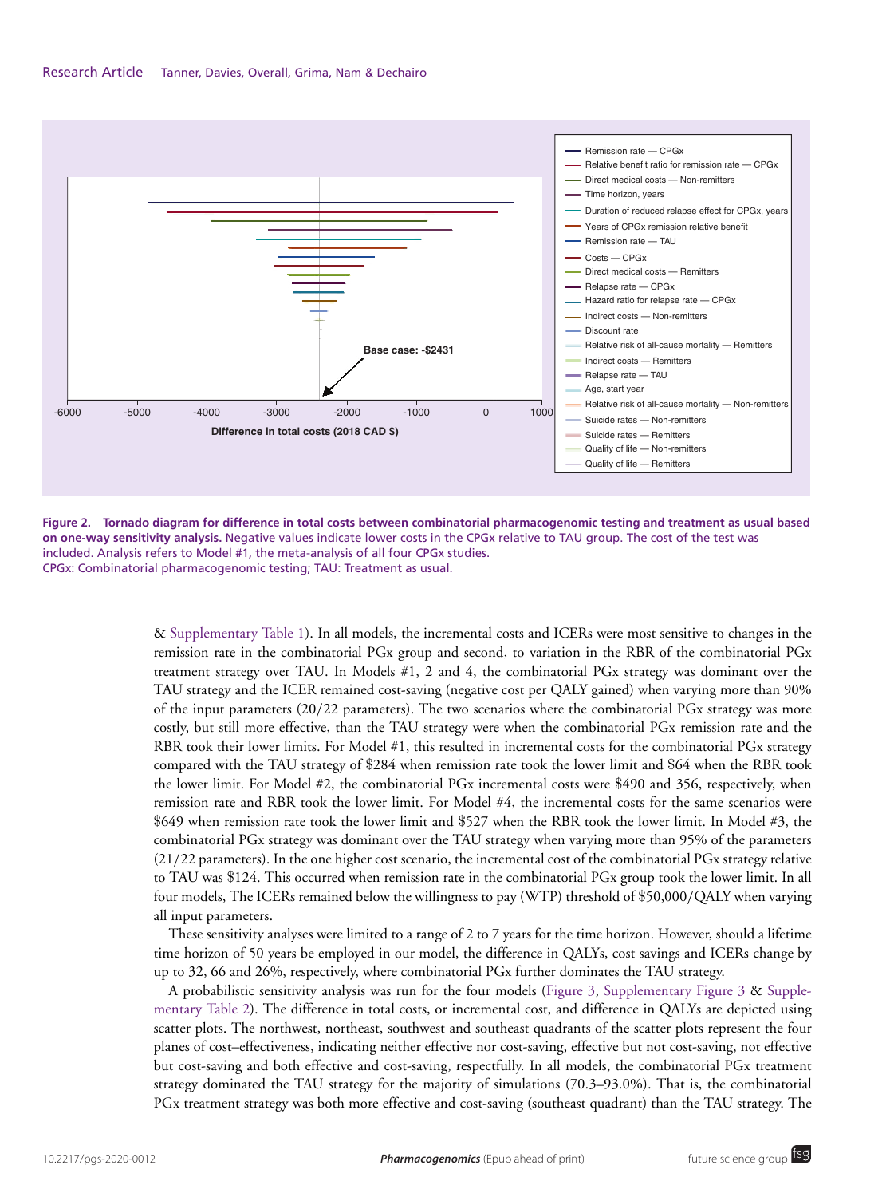Figure 2. **Tornado diagram for difference in total costs between combinatorial pharmacogenomic testing and treatment as usual based on one-way sensitivity analysis.** Negative values indicate lower costs in the CPGx relative to TAU group. The cost of the test was included. Analysis refers to Model #1, the meta-analysis of all four CPGx studies.
CPGx: Combinatorial pharmacogenomic testing; TAU: Treatment as usual.

& Supplementary Table 1). In all models, the incremental costs and ICERs were most sensitive to changes in the remission rate in the combinatorial PGx group and second, to variation in the RBR of the combinatorial PGx treatment strategy over TAU. In Models #1, 2 and 4, the combinatorial PGx strategy was dominant over the TAU strategy and the ICER remained cost-saving (negative cost per QALY gained) when varying more than 90% of the input parameters (20/22 parameters). The two scenarios where the combinatorial PGx strategy was more costly, but still more effective, than the TAU strategy were when the combinatorial PGx remission rate and the RBR took their lower limits. For Model #1, this resulted in incremental costs for the combinatorial PGx strategy compared with the TAU strategy of $284 when remission rate took the lower limit and $64 when the RBR took the lower limit. For Model #2, the combinatorial PGx incremental costs were $490 and 356, respectively, when remission rate and RBR took the lower limit. For Model #4, the incremental costs for the same scenarios were $649 when remission rate took the lower limit and $527 when the RBR took the lower limit. In Model #3, the combinatorial PGx strategy was dominant over the TAU strategy when varying more than 95% of the parameters (21/22 parameters). In the one higher cost scenario, the incremental cost of the combinatorial PGx strategy relative to TAU was $124. This occurred when remission rate in the combinatorial PGx group took the lower limit. In all four models, The ICERs remained below the willingness to pay (WTP) threshold of $50,000/QALY when varying all input parameters.

These sensitivity analyses were limited to a range of 2 to 7 years for the time horizon. However, should a lifetime time horizon of 50 years be employed in our model, the difference in QALYs, cost savings and ICERs change by up to 32, 66 and 26%, respectively, where combinatorial PGx further dominates the TAU strategy.

A probabilistic sensitivity analysis was run for the four models (Figure 3, Supplementary Figure 3 & Supplementary Table 2). The difference in total costs, or incremental cost, and difference in QALYs are depicted using scatter plots. The northwest, northeast, southwest and southeast quadrants of the scatter plots represent the four planes of cost–effectiveness, indicating neither effective nor cost-saving, effective but not cost-saving, not effective but cost-saving and both effective and cost-saving, respectfully. In all models, the combinatorial PGx treatment strategy dominated the TAU strategy for the majority of simulations (70.3–93.0%). That is, the combinatorial PGx treatment strategy was both more effective and cost-saving (southeast quadrant) than the TAU strategy. The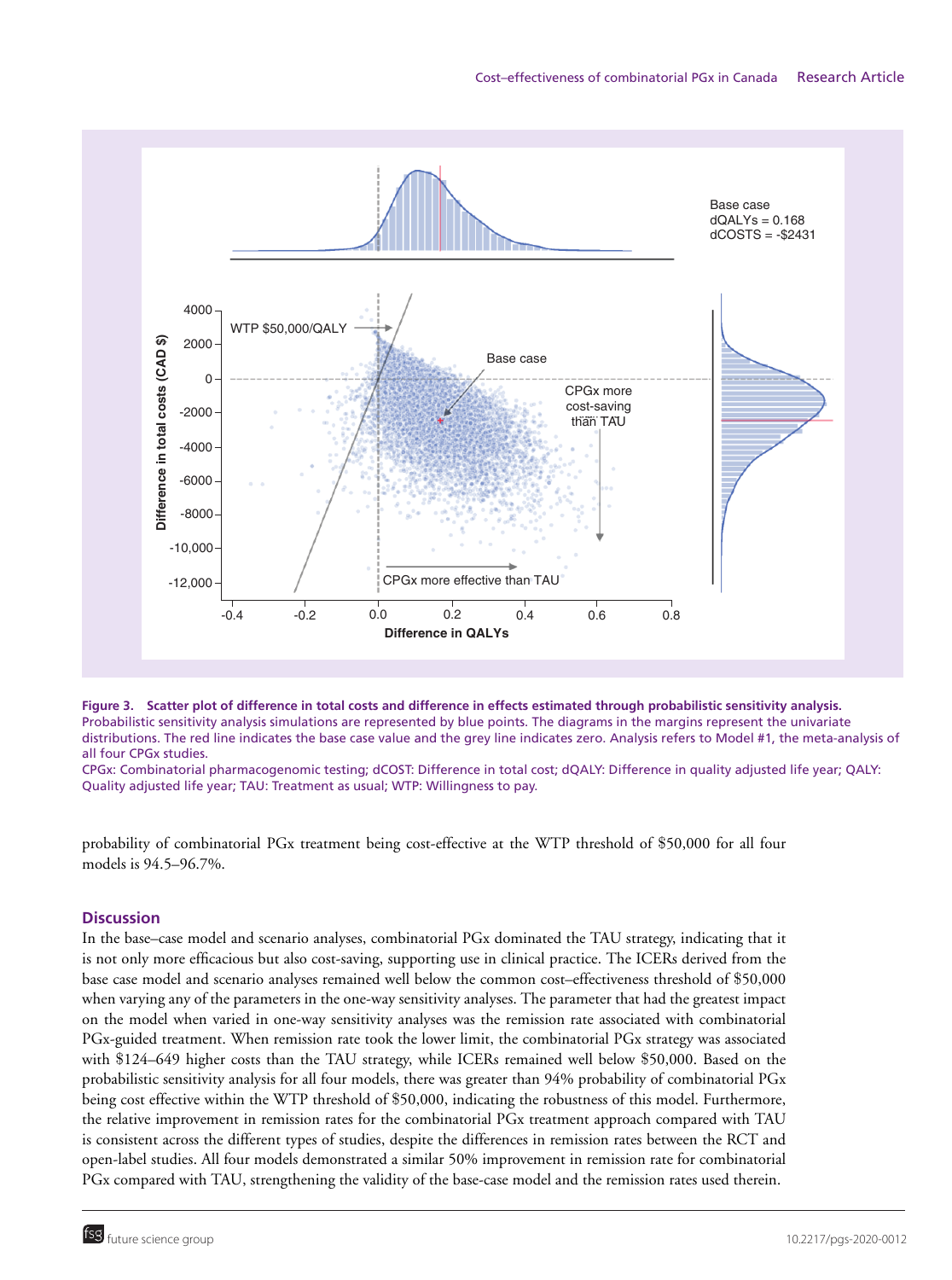**Figure 3. Scatter plot of difference in total costs and difference in effects estimated through probabilistic sensitivity analysis.** Probabilistic sensitivity analysis simulations are represented by blue points. The diagrams in the margins represent the univariate distributions. The red line indicates the base case value and the grey line indicates zero. Analysis refers to Model #1, the meta-analysis of all four CPGx studies.

CPGx: Combinatorial pharmacogenomic testing; dCOST: Difference in total cost; dQALY: Difference in quality adjusted life year; QALY: Quality adjusted life year; TAU: Treatment as usual; WTP: Willingness to pay.

probability of combinatorial PGx treatment being cost-effective at the WTP threshold of $50,000 for all four models is 94.5–96.7%.

## Discussion

In the base–case model and scenario analyses, combinatorial PGx dominated the TAU strategy, indicating that it is not only more efficacious but also cost-saving, supporting use in clinical practice. The ICERs derived from the base case model and scenario analyses remained well below the common cost–effectiveness threshold of $50,000 when varying any of the parameters in the one-way sensitivity analyses. The parameter that had the greatest impact on the model when varied in one-way sensitivity analyses was the remission rate associated with combinatorial PGx-guided treatment. When remission rate took the lower limit, the combinatorial PGx strategy was associated with $124–649 higher costs than the TAU strategy, while ICERs remained well below $50,000. Based on the probabilistic sensitivity analysis for all four models, there was greater than 94% probability of combinatorial PGx being cost effective within the WTP threshold of $50,000, indicating the robustness of this model. Furthermore, the relative improvement in remission rates for the combinatorial PGx treatment approach compared with TAU is consistent across the different types of studies, despite the differences in remission rates between the RCT and open-label studies. All four models demonstrated a similar 50% improvement in remission rate for combinatorial PGx compared with TAU, strengthening the validity of the base-case model and the remission rates used therein.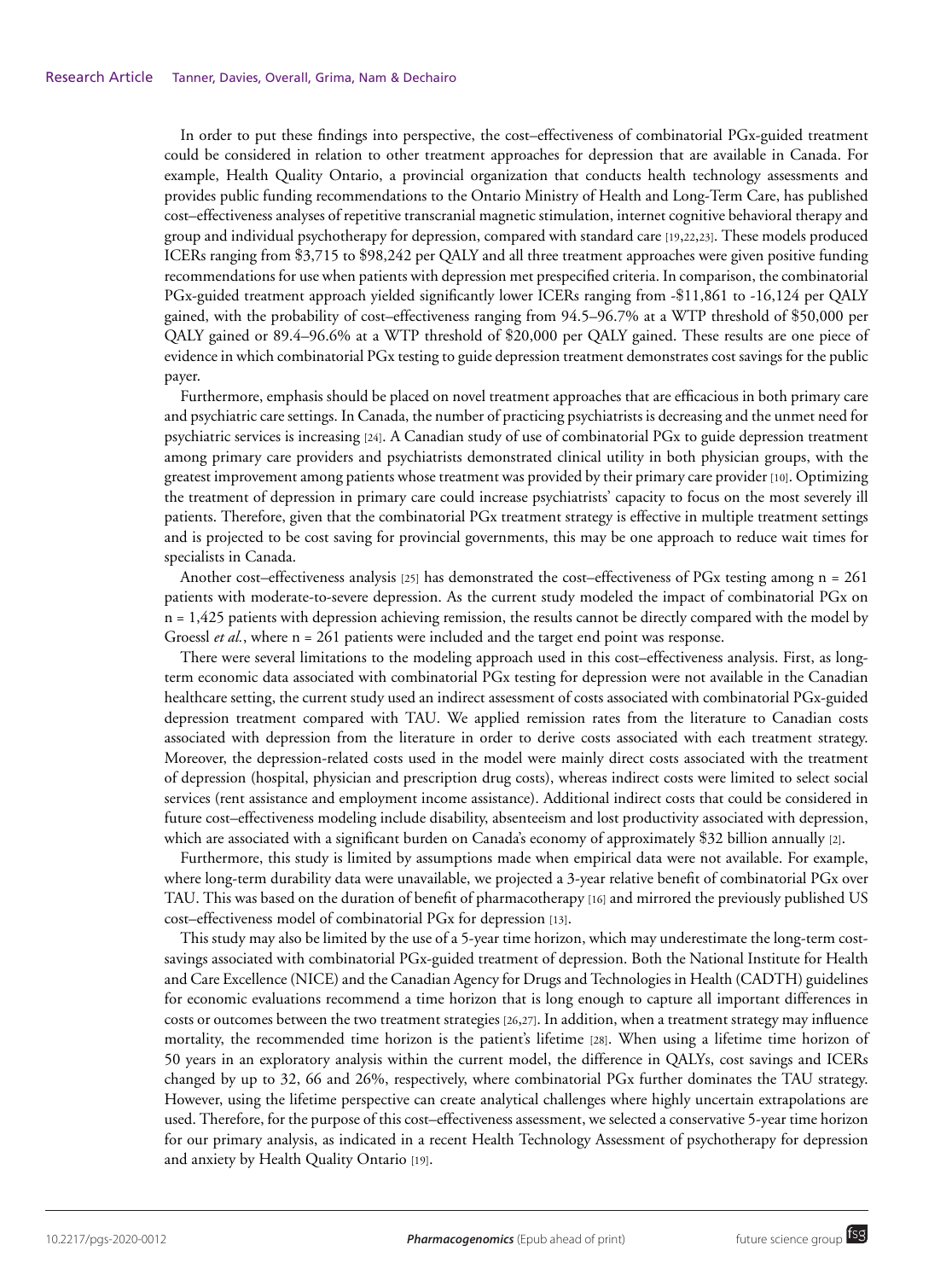In order to put these findings into perspective, the cost–effectiveness of combinatorial PGx-guided treatment could be considered in relation to other treatment approaches for depression that are available in Canada. For example, Health Quality Ontario, a provincial organization that conducts health technology assessments and provides public funding recommendations to the Ontario Ministry of Health and Long-Term Care, has published cost–effectiveness analyses of repetitive transcranial magnetic stimulation, internet cognitive behavioral therapy and group and individual psychotherapy for depression, compared with standard care [19,22,23]. These models produced ICERs ranging from $3,715 to $98,242 per QALY and all three treatment approaches were given positive funding recommendations for use when patients with depression met prespecified criteria. In comparison, the combinatorial PGx-guided treatment approach yielded significantly lower ICERs ranging from -$11,861 to -16,124 per QALY gained, with the probability of cost–effectiveness ranging from 94.5–96.7% at a WTP threshold of $50,000 per QALY gained or 89.4–96.6% at a WTP threshold of $20,000 per QALY gained. These results are one piece of evidence in which combinatorial PGx testing to guide depression treatment demonstrates cost savings for the public payer.

Furthermore, emphasis should be placed on novel treatment approaches that are efficacious in both primary care and psychiatric care settings. In Canada, the number of practicing psychiatrists is decreasing and the unmet need for psychiatric services is increasing [24]. A Canadian study of use of combinatorial PGx to guide depression treatment among primary care providers and psychiatrists demonstrated clinical utility in both physician groups, with the greatest improvement among patients whose treatment was provided by their primary care provider [10]. Optimizing the treatment of depression in primary care could increase psychiatrists' capacity to focus on the most severely ill patients. Therefore, given that the combinatorial PGx treatment strategy is effective in multiple treatment settings and is projected to be cost saving for provincial governments, this may be one approach to reduce wait times for specialists in Canada.

Another cost–effectiveness analysis [25] has demonstrated the cost–effectiveness of PGx testing among n = 261 patients with moderate-to-severe depression. As the current study modeled the impact of combinatorial PGx on n = 1,425 patients with depression achieving remission, the results cannot be directly compared with the model by Groessl *et al.*, where n = 261 patients were included and the target end point was response.

There were several limitations to the modeling approach used in this cost–effectiveness analysis. First, as long-term economic data associated with combinatorial PGx testing for depression were not available in the Canadian healthcare setting, the current study used an indirect assessment of costs associated with combinatorial PGx-guided depression treatment compared with TAU. We applied remission rates from the literature to Canadian costs associated with depression from the literature in order to derive costs associated with each treatment strategy. Moreover, the depression-related costs used in the model were mainly direct costs associated with the treatment of depression (hospital, physician and prescription drug costs), whereas indirect costs were limited to select social services (rent assistance and employment income assistance). Additional indirect costs that could be considered in future cost–effectiveness modeling include disability, absenteeism and lost productivity associated with depression, which are associated with a significant burden on Canada's economy of approximately $32 billion annually [2].

Furthermore, this study is limited by assumptions made when empirical data were not available. For example, where long-term durability data were unavailable, we projected a 3-year relative benefit of combinatorial PGx over TAU. This was based on the duration of benefit of pharmacotherapy [16] and mirrored the previously published US cost–effectiveness model of combinatorial PGx for depression [13].

This study may also be limited by the use of a 5-year time horizon, which may underestimate the long-term cost-savings associated with combinatorial PGx-guided treatment of depression. Both the National Institute for Health and Care Excellence (NICE) and the Canadian Agency for Drugs and Technologies in Health (CADTH) guidelines for economic evaluations recommend a time horizon that is long enough to capture all important differences in costs or outcomes between the two treatment strategies [26,27]. In addition, when a treatment strategy may influence mortality, the recommended time horizon is the patient's lifetime [28]. When using a lifetime time horizon of 50 years in an exploratory analysis within the current model, the difference in QALYs, cost savings and ICERs changed by up to 32, 66 and 26%, respectively, where combinatorial PGx further dominates the TAU strategy. However, using the lifetime perspective can create analytical challenges where highly uncertain extrapolations are used. Therefore, for the purpose of this cost–effectiveness assessment, we selected a conservative 5-year time horizon for our primary analysis, as indicated in a recent Health Technology Assessment of psychotherapy for depression and anxiety by Health Quality Ontario [19].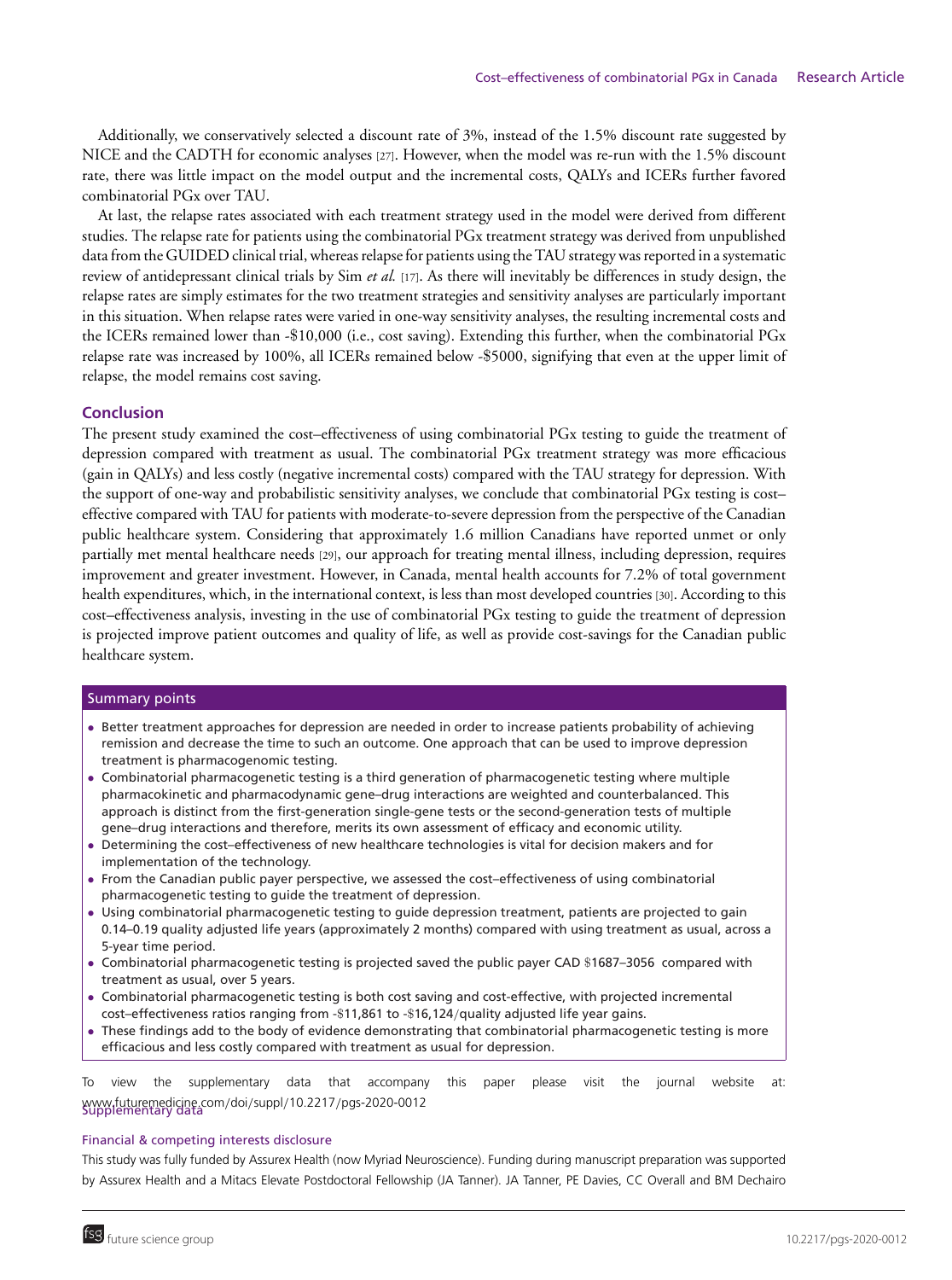Additionally, we conservatively selected a discount rate of 3%, instead of the 1.5% discount rate suggested by NICE and the CADTH for economic analyses [27]. However, when the model was re-run with the 1.5% discount rate, there was little impact on the model output and the incremental costs, QALYs and ICERs further favored combinatorial PGx over TAU.

At last, the relapse rates associated with each treatment strategy used in the model were derived from different studies. The relapse rate for patients using the combinatorial PGx treatment strategy was derived from unpublished data from the GUIDED clinical trial, whereas relapse for patients using the TAU strategy was reported in a systematic review of antidepressant clinical trials by Sim *et al.* [17]. As there will inevitably be differences in study design, the relapse rates are simply estimates for the two treatment strategies and sensitivity analyses are particularly important in this situation. When relapse rates were varied in one-way sensitivity analyses, the resulting incremental costs and the ICERs remained lower than -$10,000 (i.e., cost saving). Extending this further, when the combinatorial PGx relapse rate was increased by 100%, all ICERs remained below -$5000, signifying that even at the upper limit of relapse, the model remains cost saving.

## Conclusion

The present study examined the cost–effectiveness of using combinatorial PGx testing to guide the treatment of depression compared with treatment as usual. The combinatorial PGx treatment strategy was more efficacious (gain in QALYs) and less costly (negative incremental costs) compared with the TAU strategy for depression. With the support of one-way and probabilistic sensitivity analyses, we conclude that combinatorial PGx testing is cost–effective compared with TAU for patients with moderate-to-severe depression from the perspective of the Canadian public healthcare system. Considering that approximately 1.6 million Canadians have reported unmet or only partially met mental healthcare needs [29], our approach for treating mental illness, including depression, requires improvement and greater investment. However, in Canada, mental health accounts for 7.2% of total government health expenditures, which, in the international context, is less than most developed countries [30]. According to this cost–effectiveness analysis, investing in the use of combinatorial PGx testing to guide the treatment of depression is projected improve patient outcomes and quality of life, as well as provide cost-savings for the Canadian public healthcare system.

### Summary points

- Better treatment approaches for depression are needed in order to increase patients probability of achieving remission and decrease the time to such an outcome. One approach that can be used to improve depression treatment is pharmacogenomic testing.
- Combinatorial pharmacogenetic testing is a third generation of pharmacogenetic testing where multiple pharmacokinetic and pharmacodynamic gene–drug interactions are weighted and counterbalanced. This approach is distinct from the first-generation single-gene tests or the second-generation tests of multiple gene–drug interactions and therefore, merits its own assessment of efficacy and economic utility.
- Determining the cost–effectiveness of new healthcare technologies is vital for decision makers and for implementation of the technology.
- From the Canadian public payer perspective, we assessed the cost–effectiveness of using combinatorial pharmacogenetic testing to guide the treatment of depression.
- Using combinatorial pharmacogenetic testing to guide depression treatment, patients are projected to gain 0.14–0.19 quality adjusted life years (approximately 2 months) compared with using treatment as usual, across a 5-year time period.
- Combinatorial pharmacogenetic testing is projected saved the public payer CAD $1687–3056 compared with treatment as usual, over 5 years.
- Combinatorial pharmacogenetic testing is both cost saving and cost-effective, with projected incremental cost–effectiveness ratios ranging from -$11,861 to -$16,124/quality adjusted life year gains.
- These findings add to the body of evidence demonstrating that combinatorial pharmacogenetic testing is more efficacious and less costly compared with treatment as usual for depression.

### Supplementary data

To view the supplementary data that accompany this paper please visit the journal website at: www.futuremedicine.com/doi/suppl/10.2217/pgs-2020-0012

### Financial & competing interests disclosure

This study was fully funded by Assurex Health (now Myriad Neuroscience). Funding during manuscript preparation was supported by Assurex Health and a Mitacs Elevate Postdoctoral Fellowship (JA Tanner). JA Tanner, PE Davies, CC Overall and BM Dechairo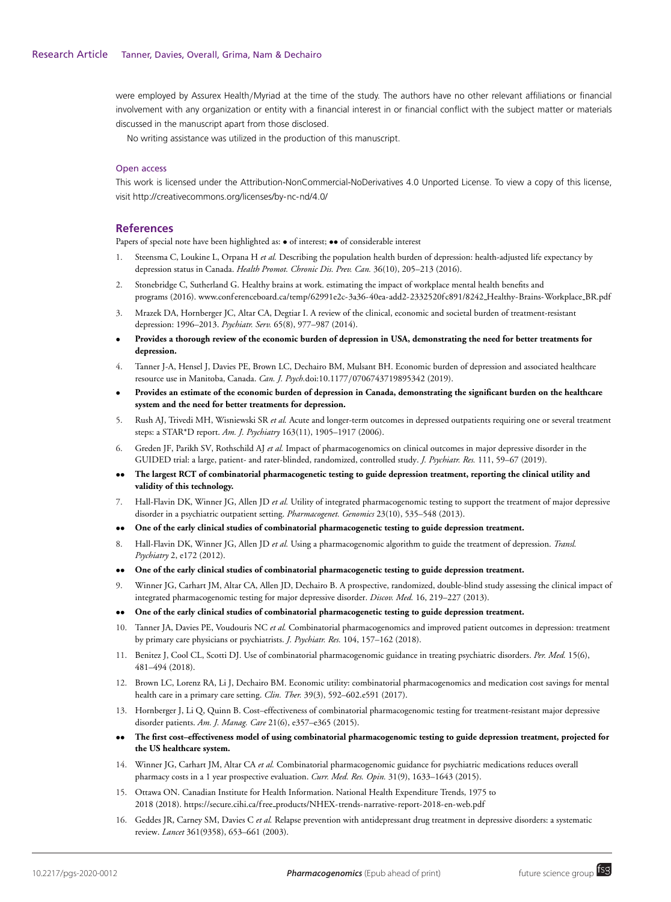were employed by Assurex Health/Myriad at the time of the study. The authors have no other relevant affiliations or financial involvement with any organization or entity with a financial interest in or financial conflict with the subject matter or materials discussed in the manuscript apart from those disclosed.

No writing assistance was utilized in the production of this manuscript.

### Open access

This work is licensed under the Attribution-NonCommercial-NoDerivatives 4.0 Unported License. To view a copy of this license, visit http://creativecommons.org/licenses/by-nc-nd/4.0/

## References

Papers of special note have been highlighted as: • of interest; •• of considerable interest

1. Steensma C, Loukine L, Orpana H *et al.* Describing the population health burden of depression: health-adjusted life expectancy by depression status in Canada. *Health Promot. Chronic Dis. Prev. Can.* 36(10), 205–213 (2016).
2. Stonebridge C, Sutherland G. Healthy brains at work. estimating the impact of workplace mental health benefits and programs (2016). www.conferenceboard.ca/temp/62991e2c-3a36-40ea-add2-2332520fc891/8242_Healthy-Brains-Workplace_BR.pdf
3. Mrazek DA, Hornberger JC, Altar CA, Degtiar I. A review of the clinical, economic and societal burden of treatment-resistant depression: 1996–2013. *Psychiatr. Serv.* 65(8), 977–987 (2014).

• **Provides a thorough review of the economic burden of depression in USA, demonstrating the need for better treatments for depression.**

4. Tanner J-A, Hensel J, Davies PE, Brown LC, Dechairo BM, Mulsant BH. Economic burden of depression and associated healthcare resource use in Manitoba, Canada. *Can. J. Psych.*doi:10.1177/0706743719895342 (2019).

• **Provides an estimate of the economic burden of depression in Canada, demonstrating the significant burden on the healthcare system and the need for better treatments for depression.**

5. Rush AJ, Trivedi MH, Wisniewski SR *et al.* Acute and longer-term outcomes in depressed outpatients requiring one or several treatment steps: a STAR*D report. *Am. J. Psychiatry* 163(11), 1905–1917 (2006).
6. Greden JF, Parikh SV, Rothschild AJ *et al.* Impact of pharmacogenomics on clinical outcomes in major depressive disorder in the GUIDED trial: a large, patient- and rater-blinded, randomized, controlled study. *J. Psychiatr. Res.* 111, 59–67 (2019).

•• **The largest RCT of combinatorial pharmacogenetic testing to guide depression treatment, reporting the clinical utility and validity of this technology.**

7. Hall-Flavin DK, Winner JG, Allen JD *et al.* Utility of integrated pharmacogenomic testing to support the treatment of major depressive disorder in a psychiatric outpatient setting. *Pharmacogenet. Genomics* 23(10), 535–548 (2013).

•• **One of the early clinical studies of combinatorial pharmacogenetic testing to guide depression treatment.**

8. Hall-Flavin DK, Winner JG, Allen JD *et al.* Using a pharmacogenomic algorithm to guide the treatment of depression. *Transl. Psychiatry* 2, e172 (2012).

•• **One of the early clinical studies of combinatorial pharmacogenetic testing to guide depression treatment.**

9. Winner JG, Carhart JM, Altar CA, Allen JD, Dechairo B. A prospective, randomized, double-blind study assessing the clinical impact of integrated pharmacogenomic testing for major depressive disorder. *Discov. Med.* 16, 219–227 (2013).

•• **One of the early clinical studies of combinatorial pharmacogenetic testing to guide depression treatment.**

10. Tanner JA, Davies PE, Voudouris NC *et al.* Combinatorial pharmacogenomics and improved patient outcomes in depression: treatment by primary care physicians or psychiatrists. *J. Psychiatr. Res.* 104, 157–162 (2018).
11. Benitez J, Cool CL, Scotti DJ. Use of combinatorial pharmacogenomic guidance in treating psychiatric disorders. *Per. Med.* 15(6), 481–494 (2018).
12. Brown LC, Lorenz RA, Li J, Dechairo BM. Economic utility: combinatorial pharmacogenomics and medication cost savings for mental health care in a primary care setting. *Clin. Ther.* 39(3), 592–602.e591 (2017).
13. Hornberger J, Li Q, Quinn B. Cost–effectiveness of combinatorial pharmacogenomic testing for treatment-resistant major depressive disorder patients. *Am. J. Manag. Care* 21(6), e357–e365 (2015).

•• **The first cost–effectiveness model of using combinatorial pharmacogenomic testing to guide depression treatment, projected for the US healthcare system.**

14. Winner JG, Carhart JM, Altar CA *et al.* Combinatorial pharmacogenomic guidance for psychiatric medications reduces overall pharmacy costs in a 1 year prospective evaluation. *Curr. Med. Res. Opin.* 31(9), 1633–1643 (2015).
15. Ottawa ON. Canadian Institute for Health Information. National Health Expenditure Trends, 1975 to 2018 (2018). https://secure.cihi.ca/free_products/NHEX-trends-narrative-report-2018-en-web.pdf
16. Geddes JR, Carney SM, Davies C *et al.* Relapse prevention with antidepressant drug treatment in depressive disorders: a systematic review. *Lancet* 361(9358), 653–661 (2003).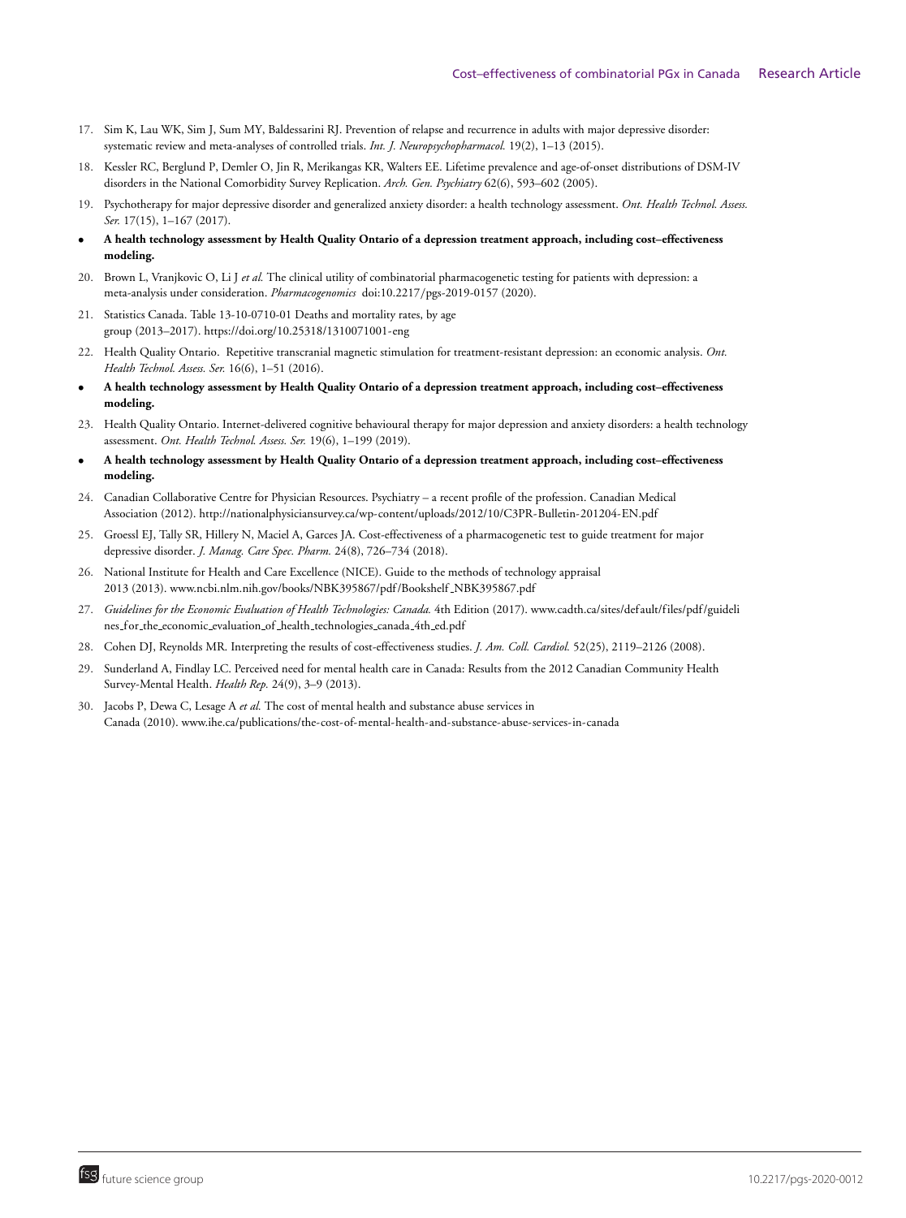17. Sim K, Lau WK, Sim J, Sum MY, Baldessarini RJ. Prevention of relapse and recurrence in adults with major depressive disorder: systematic review and meta-analyses of controlled trials. *Int. J. Neuropsychopharmacol.* 19(2), 1–13 (2015).
18. Kessler RC, Berglund P, Demler O, Jin R, Merikangas KR, Walters EE. Lifetime prevalence and age-of-onset distributions of DSM-IV disorders in the National Comorbidity Survey Replication. *Arch. Gen. Psychiatry* 62(6), 593–602 (2005).
19. Psychotherapy for major depressive disorder and generalized anxiety disorder: a health technology assessment. *Ont. Health Technol. Assess. Ser.* 17(15), 1–167 (2017).

- **A health technology assessment by Health Quality Ontario of a depression treatment approach, including cost–effectiveness modeling.**

20. Brown L, Vranjkovic O, Li J *et al.* The clinical utility of combinatorial pharmacogenetic testing for patients with depression: a meta-analysis under consideration. *Pharmacogenomics* doi:10.2217/pgs-2019-0157 (2020).
21. Statistics Canada. Table 13-10-0710-01 Deaths and mortality rates, by age group (2013–2017). https://doi.org/10.25318/1310071001-eng
22. Health Quality Ontario. Repetitive transcranial magnetic stimulation for treatment-resistant depression: an economic analysis. *Ont. Health Technol. Assess. Ser.* 16(6), 1–51 (2016).

- **A health technology assessment by Health Quality Ontario of a depression treatment approach, including cost–effectiveness modeling.**

23. Health Quality Ontario. Internet-delivered cognitive behavioural therapy for major depression and anxiety disorders: a health technology assessment. *Ont. Health Technol. Assess. Ser.* 19(6), 1–199 (2019).

- **A health technology assessment by Health Quality Ontario of a depression treatment approach, including cost–effectiveness modeling.**

24. Canadian Collaborative Centre for Physician Resources. Psychiatry – a recent profile of the profession. Canadian Medical Association (2012). http://nationalphysiciansurvey.ca/wp-content/uploads/2012/10/C3PR-Bulletin-201204-EN.pdf
25. Groessl EJ, Tally SR, Hillery N, Maciel A, Garces JA. Cost-effectiveness of a pharmacogenetic test to guide treatment for major depressive disorder. *J. Manag. Care Spec. Pharm.* 24(8), 726–734 (2018).
26. National Institute for Health and Care Excellence (NICE). Guide to the methods of technology appraisal 2013 (2013). www.ncbi.nlm.nih.gov/books/NBK395867/pdf/Bookshelf_NBK395867.pdf
27. *Guidelines for the Economic Evaluation of Health Technologies: Canada.* 4th Edition (2017). www.cadth.ca/sites/default/files/pdf/guidelines_for_the_economic_evaluation_of_health_technologies_canada_4th_ed.pdf
28. Cohen DJ, Reynolds MR. Interpreting the results of cost-effectiveness studies. *J. Am. Coll. Cardiol.* 52(25), 2119–2126 (2008).
29. Sunderland A, Findlay LC. Perceived need for mental health care in Canada: Results from the 2012 Canadian Community Health Survey-Mental Health. *Health Rep.* 24(9), 3–9 (2013).
30. Jacobs P, Dewa C, Lesage A *et al.* The cost of mental health and substance abuse services in Canada (2010). www.ihe.ca/publications/the-cost-of-mental-health-and-substance-abuse-services-in-canada